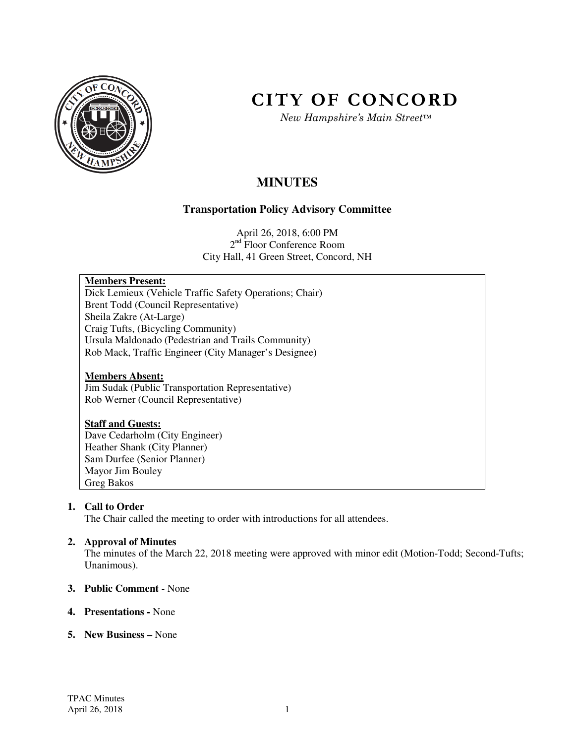# CITY OF CONCORD

*New Hampshire's Main Street™*

## MINUTES

### Transportation Policy Advisory Committee

April 26, 2018, 6:00 PM
2nd Floor Conference Room
City Hall, 41 Green Street, Concord, NH

**Members Present:**
Dick Lemieux (Vehicle Traffic Safety Operations; Chair)
Brent Todd (Council Representative)
Sheila Zakre (At-Large)
Craig Tufts, (Bicycling Community)
Ursula Maldonado (Pedestrian and Trails Community)
Rob Mack, Traffic Engineer (City Manager's Designee)

**Members Absent:**
Jim Sudak (Public Transportation Representative)
Rob Werner (Council Representative)

**Staff and Guests:**
Dave Cedarholm (City Engineer)
Heather Shank (City Planner)
Sam Durfee (Senior Planner)
Mayor Jim Bouley
Greg Bakos

1. **Call to Order**
   The Chair called the meeting to order with introductions for all attendees.

2. **Approval of Minutes**
   The minutes of the March 22, 2018 meeting were approved with minor edit (Motion-Todd; Second-Tufts; Unanimous).

3. **Public Comment -** None

4. **Presentations -** None

5. **New Business –** None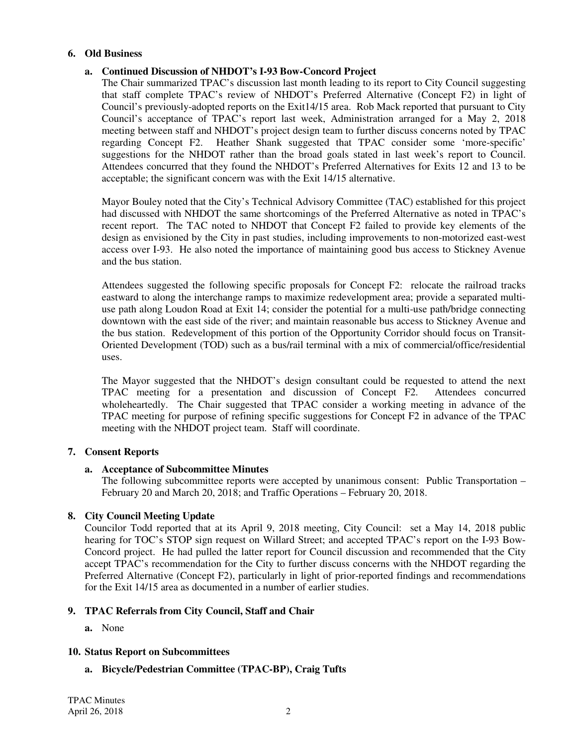## 6. Old Business

### a. Continued Discussion of NHDOT's I-93 Bow-Concord Project

The Chair summarized TPAC's discussion last month leading to its report to City Council suggesting that staff complete TPAC's review of NHDOT's Preferred Alternative (Concept F2) in light of Council's previously-adopted reports on the Exit14/15 area. Rob Mack reported that pursuant to City Council's acceptance of TPAC's report last week, Administration arranged for a May 2, 2018 meeting between staff and NHDOT's project design team to further discuss concerns noted by TPAC regarding Concept F2. Heather Shank suggested that TPAC consider some 'more-specific' suggestions for the NHDOT rather than the broad goals stated in last week's report to Council. Attendees concurred that they found the NHDOT's Preferred Alternatives for Exits 12 and 13 to be acceptable; the significant concern was with the Exit 14/15 alternative.

Mayor Bouley noted that the City's Technical Advisory Committee (TAC) established for this project had discussed with NHDOT the same shortcomings of the Preferred Alternative as noted in TPAC's recent report. The TAC noted to NHDOT that Concept F2 failed to provide key elements of the design as envisioned by the City in past studies, including improvements to non-motorized east-west access over I-93. He also noted the importance of maintaining good bus access to Stickney Avenue and the bus station.

Attendees suggested the following specific proposals for Concept F2: relocate the railroad tracks eastward to along the interchange ramps to maximize redevelopment area; provide a separated multi-use path along Loudon Road at Exit 14; consider the potential for a multi-use path/bridge connecting downtown with the east side of the river; and maintain reasonable bus access to Stickney Avenue and the bus station. Redevelopment of this portion of the Opportunity Corridor should focus on Transit-Oriented Development (TOD) such as a bus/rail terminal with a mix of commercial/office/residential uses.

The Mayor suggested that the NHDOT's design consultant could be requested to attend the next TPAC meeting for a presentation and discussion of Concept F2. Attendees concurred wholeheartedly. The Chair suggested that TPAC consider a working meeting in advance of the TPAC meeting for purpose of refining specific suggestions for Concept F2 in advance of the TPAC meeting with the NHDOT project team. Staff will coordinate.

## 7. Consent Reports

### a. Acceptance of Subcommittee Minutes

The following subcommittee reports were accepted by unanimous consent: Public Transportation – February 20 and March 20, 2018; and Traffic Operations – February 20, 2018.

## 8. City Council Meeting Update

Councilor Todd reported that at its April 9, 2018 meeting, City Council: set a May 14, 2018 public hearing for TOC's STOP sign request on Willard Street; and accepted TPAC's report on the I-93 Bow-Concord project. He had pulled the latter report for Council discussion and recommended that the City accept TPAC's recommendation for the City to further discuss concerns with the NHDOT regarding the Preferred Alternative (Concept F2), particularly in light of prior-reported findings and recommendations for the Exit 14/15 area as documented in a number of earlier studies.

## 9. TPAC Referrals from City Council, Staff and Chair

**a.** None

## 10. Status Report on Subcommittees

### a. Bicycle/Pedestrian Committee (TPAC-BP), Craig Tufts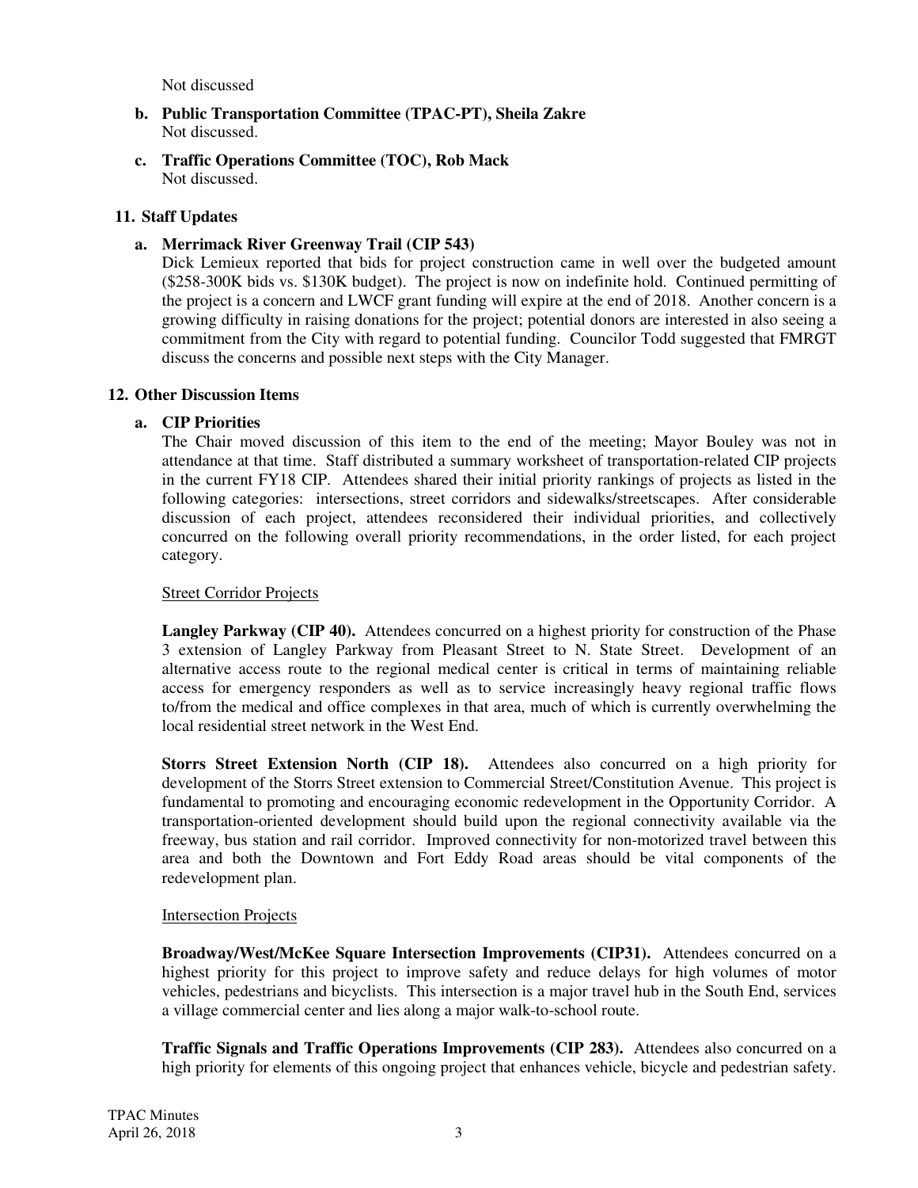Not discussed

**b. Public Transportation Committee (TPAC-PT), Sheila Zakre**
Not discussed.

**c. Traffic Operations Committee (TOC), Rob Mack**
Not discussed.

## 11. Staff Updates

**a. Merrimack River Greenway Trail (CIP 543)**
Dick Lemieux reported that bids for project construction came in well over the budgeted amount ($258-300K bids vs. $130K budget). The project is now on indefinite hold. Continued permitting of the project is a concern and LWCF grant funding will expire at the end of 2018. Another concern is a growing difficulty in raising donations for the project; potential donors are interested in also seeing a commitment from the City with regard to potential funding. Councilor Todd suggested that FMRGT discuss the concerns and possible next steps with the City Manager.

## 12. Other Discussion Items

**a. CIP Priorities**
The Chair moved discussion of this item to the end of the meeting; Mayor Bouley was not in attendance at that time. Staff distributed a summary worksheet of transportation-related CIP projects in the current FY18 CIP. Attendees shared their initial priority rankings of projects as listed in the following categories: intersections, street corridors and sidewalks/streetscapes. After considerable discussion of each project, attendees reconsidered their individual priorities, and collectively concurred on the following overall priority recommendations, in the order listed, for each project category.

Street Corridor Projects

**Langley Parkway (CIP 40).** Attendees concurred on a highest priority for construction of the Phase 3 extension of Langley Parkway from Pleasant Street to N. State Street. Development of an alternative access route to the regional medical center is critical in terms of maintaining reliable access for emergency responders as well as to service increasingly heavy regional traffic flows to/from the medical and office complexes in that area, much of which is currently overwhelming the local residential street network in the West End.

**Storrs Street Extension North (CIP 18).** Attendees also concurred on a high priority for development of the Storrs Street extension to Commercial Street/Constitution Avenue. This project is fundamental to promoting and encouraging economic redevelopment in the Opportunity Corridor. A transportation-oriented development should build upon the regional connectivity available via the freeway, bus station and rail corridor. Improved connectivity for non-motorized travel between this area and both the Downtown and Fort Eddy Road areas should be vital components of the redevelopment plan.

Intersection Projects

**Broadway/West/McKee Square Intersection Improvements (CIP31).** Attendees concurred on a highest priority for this project to improve safety and reduce delays for high volumes of motor vehicles, pedestrians and bicyclists. This intersection is a major travel hub in the South End, services a village commercial center and lies along a major walk-to-school route.

**Traffic Signals and Traffic Operations Improvements (CIP 283).** Attendees also concurred on a high priority for elements of this ongoing project that enhances vehicle, bicycle and pedestrian safety.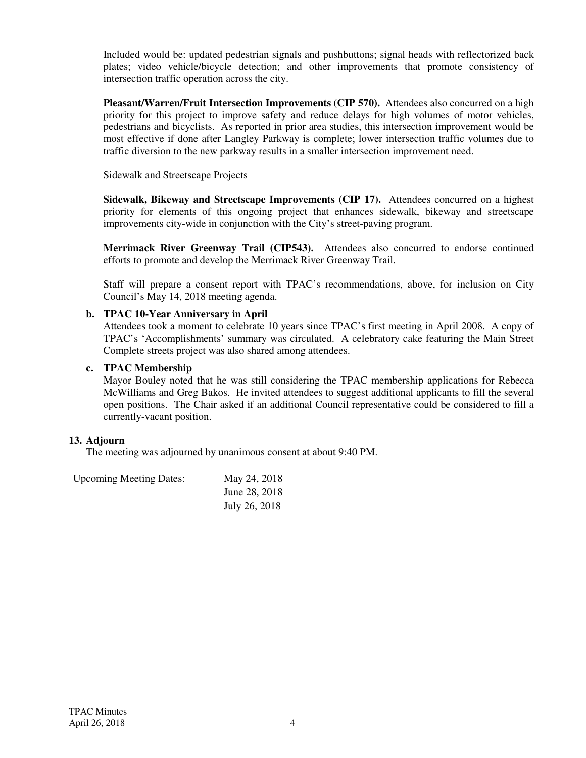Included would be: updated pedestrian signals and pushbuttons; signal heads with reflectorized back plates; video vehicle/bicycle detection; and other improvements that promote consistency of intersection traffic operation across the city.

**Pleasant/Warren/Fruit Intersection Improvements (CIP 570).** Attendees also concurred on a high priority for this project to improve safety and reduce delays for high volumes of motor vehicles, pedestrians and bicyclists. As reported in prior area studies, this intersection improvement would be most effective if done after Langley Parkway is complete; lower intersection traffic volumes due to traffic diversion to the new parkway results in a smaller intersection improvement need.

Sidewalk and Streetscape Projects

**Sidewalk, Bikeway and Streetscape Improvements (CIP 17).** Attendees concurred on a highest priority for elements of this ongoing project that enhances sidewalk, bikeway and streetscape improvements city-wide in conjunction with the City's street-paving program.

**Merrimack River Greenway Trail (CIP543).** Attendees also concurred to endorse continued efforts to promote and develop the Merrimack River Greenway Trail.

Staff will prepare a consent report with TPAC's recommendations, above, for inclusion on City Council's May 14, 2018 meeting agenda.

**b. TPAC 10-Year Anniversary in April**

Attendees took a moment to celebrate 10 years since TPAC's first meeting in April 2008. A copy of TPAC's 'Accomplishments' summary was circulated. A celebratory cake featuring the Main Street Complete streets project was also shared among attendees.

**c. TPAC Membership**

Mayor Bouley noted that he was still considering the TPAC membership applications for Rebecca McWilliams and Greg Bakos. He invited attendees to suggest additional applicants to fill the several open positions. The Chair asked if an additional Council representative could be considered to fill a currently-vacant position.

**13. Adjourn**

The meeting was adjourned by unanimous consent at about 9:40 PM.

Upcoming Meeting Dates: May 24, 2018
June 28, 2018
July 26, 2018